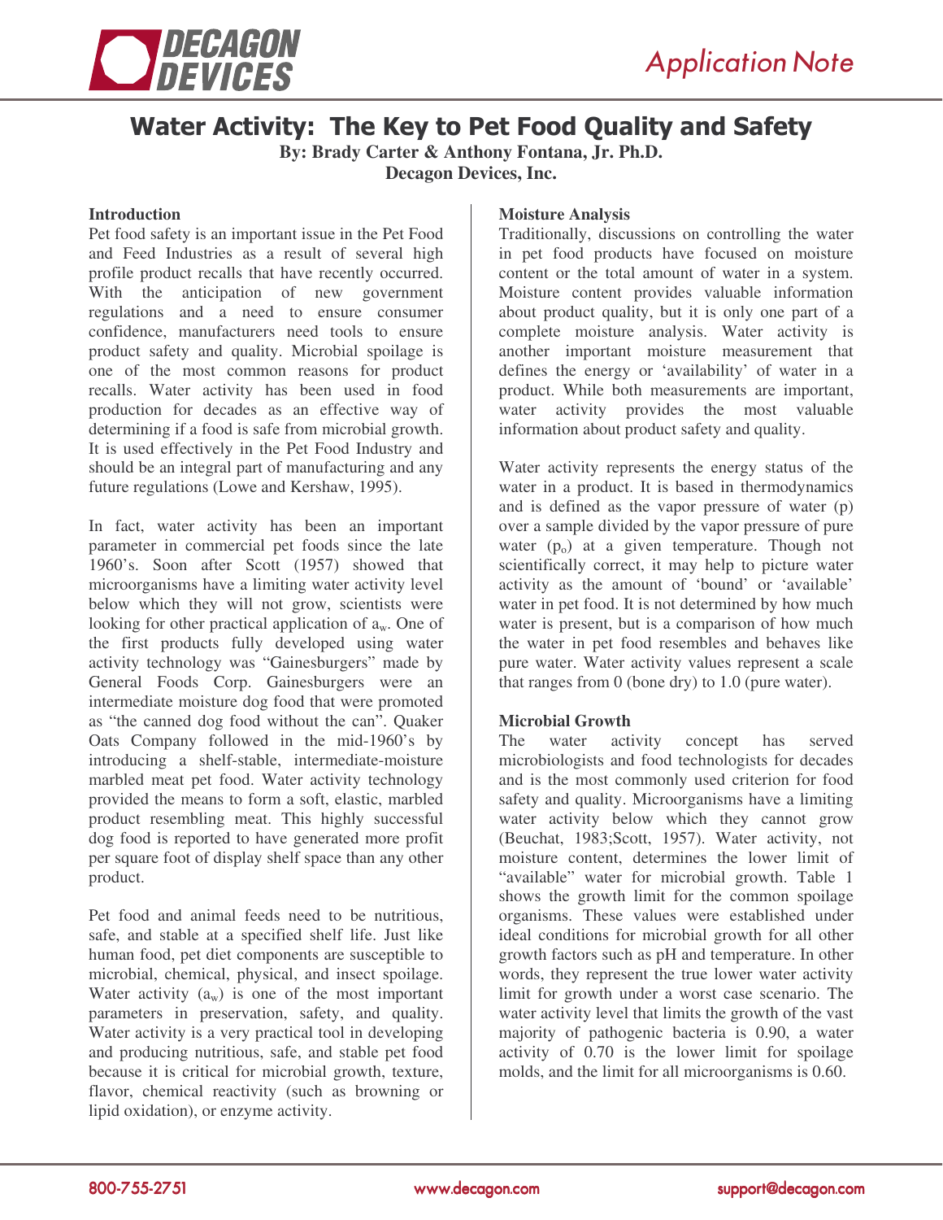# Water Activity: The Key to Pet Food Quality and Safety

**By: Brady Carter & Anthony Fontana, Jr. Ph.D.**
**Decagon Devices, Inc.**

### Introduction

Pet food safety is an important issue in the Pet Food and Feed Industries as a result of several high profile product recalls that have recently occurred. With the anticipation of new government regulations and a need to ensure consumer confidence, manufacturers need tools to ensure product safety and quality. Microbial spoilage is one of the most common reasons for product recalls. Water activity has been used in food production for decades as an effective way of determining if a food is safe from microbial growth. It is used effectively in the Pet Food Industry and should be an integral part of manufacturing and any future regulations (Lowe and Kershaw, 1995).

In fact, water activity has been an important parameter in commercial pet foods since the late 1960's. Soon after Scott (1957) showed that microorganisms have a limiting water activity level below which they will not grow, scientists were looking for other practical application of $a_w$. One of the first products fully developed using water activity technology was "Gainesburgers" made by General Foods Corp. Gainesburgers were an intermediate moisture dog food that were promoted as "the canned dog food without the can". Quaker Oats Company followed in the mid-1960's by introducing a shelf-stable, intermediate-moisture marbled meat pet food. Water activity technology provided the means to form a soft, elastic, marbled product resembling meat. This highly successful dog food is reported to have generated more profit per square foot of display shelf space than any other product.

Pet food and animal feeds need to be nutritious, safe, and stable at a specified shelf life. Just like human food, pet diet components are susceptible to microbial, chemical, physical, and insect spoilage. Water activity ($a_w$) is one of the most important parameters in preservation, safety, and quality. Water activity is a very practical tool in developing and producing nutritious, safe, and stable pet food because it is critical for microbial growth, texture, flavor, chemical reactivity (such as browning or lipid oxidation), or enzyme activity.

### Moisture Analysis

Traditionally, discussions on controlling the water in pet food products have focused on moisture content or the total amount of water in a system. Moisture content provides valuable information about product quality, but it is only one part of a complete moisture analysis. Water activity is another important moisture measurement that defines the energy or 'availability' of water in a product. While both measurements are important, water activity provides the most valuable information about product safety and quality.

Water activity represents the energy status of the water in a product. It is based in thermodynamics and is defined as the vapor pressure of water (p) over a sample divided by the vapor pressure of pure water ($p_o$) at a given temperature. Though not scientifically correct, it may help to picture water activity as the amount of 'bound' or 'available' water in pet food. It is not determined by how much water is present, but is a comparison of how much the water in pet food resembles and behaves like pure water. Water activity values represent a scale that ranges from 0 (bone dry) to 1.0 (pure water).

### Microbial Growth

The water activity concept has served microbiologists and food technologists for decades and is the most commonly used criterion for food safety and quality. Microorganisms have a limiting water activity below which they cannot grow (Beuchat, 1983;Scott, 1957). Water activity, not moisture content, determines the lower limit of "available" water for microbial growth. Table 1 shows the growth limit for the common spoilage organisms. These values were established under ideal conditions for microbial growth for all other growth factors such as pH and temperature. In other words, they represent the true lower water activity limit for growth under a worst case scenario. The water activity level that limits the growth of the vast majority of pathogenic bacteria is 0.90, a water activity of 0.70 is the lower limit for spoilage molds, and the limit for all microorganisms is 0.60.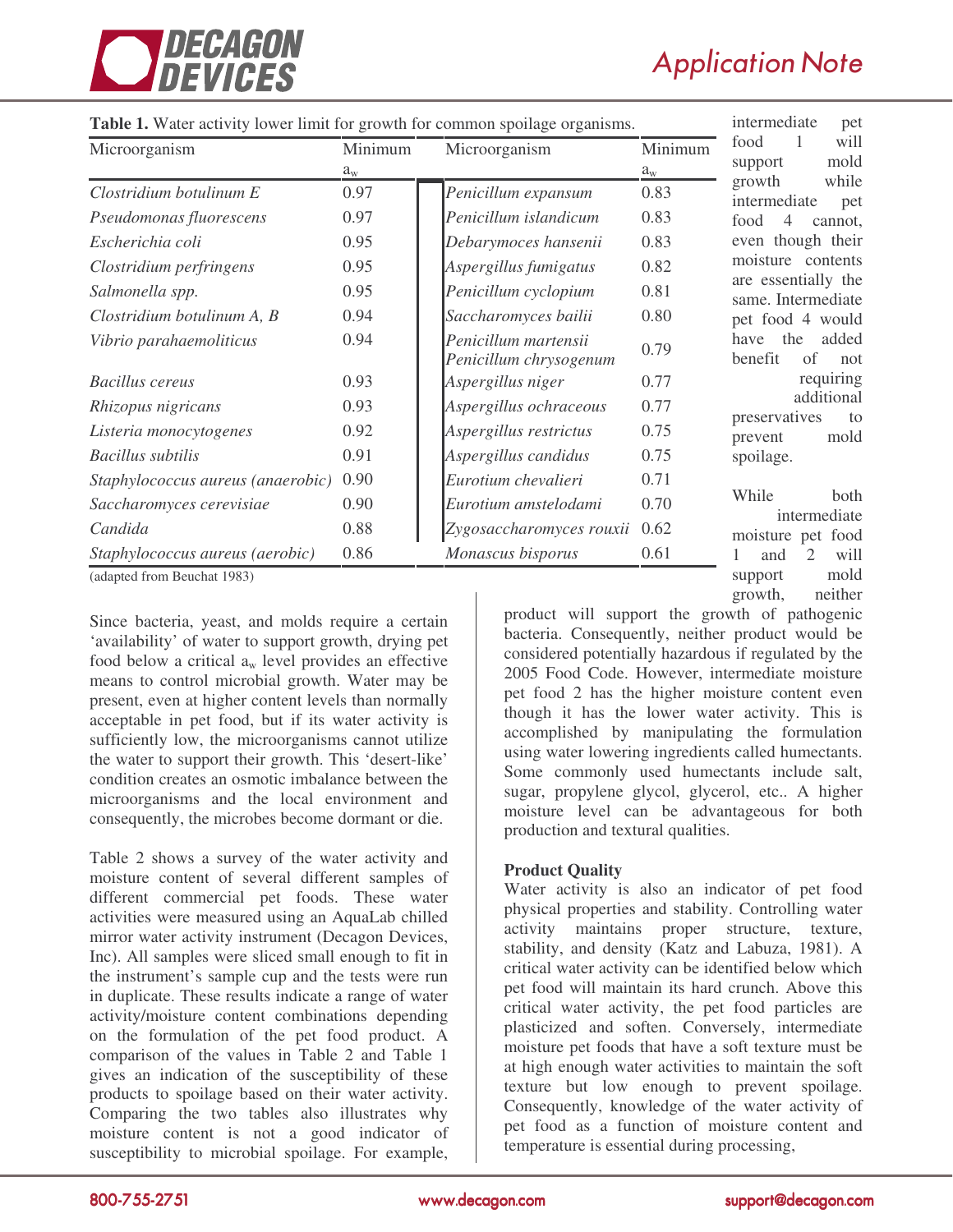**Table 1.** Water activity lower limit for growth for common spoilage organisms.

| Microorganism | Minimum $a_w$ | Microorganism | Minimum $a_w$ |
|---|---|---|---|
| *Clostridium botulinum E* | 0.97 | *Penicillum expansum* | 0.83 |
| *Pseudomonas fluorescens* | 0.97 | *Penicillum islandicum* | 0.83 |
| *Escherichia coli* | 0.95 | *Debarymoces hansenii* | 0.83 |
| *Clostridium perfringens* | 0.95 | *Aspergillus fumigatus* | 0.82 |
| *Salmonella spp.* | 0.95 | *Penicillum cyclopium* | 0.81 |
| *Clostridium botulinum A, B* | 0.94 | *Saccharomyces bailii* | 0.80 |
| *Vibrio parahaemoliticus* | 0.94 | *Penicillum martensii* *Penicillum chrysogenum* | 0.79 |
| *Bacillus cereus* | 0.93 | *Aspergillus niger* | 0.77 |
| *Rhizopus nigricans* | 0.93 | *Aspergillus ochraceous* | 0.77 |
| *Listeria monocytogenes* | 0.92 | *Aspergillus restrictus* | 0.75 |
| *Bacillus subtilis* | 0.91 | *Aspergillus candidus* | 0.75 |
| *Staphylococcus aureus (anaerobic)* | 0.90 | *Eurotium chevalieri* | 0.71 |
| *Saccharomyces cerevisiae* | 0.90 | *Eurotium amstelodami* | 0.70 |
| *Candida* | 0.88 | *Zygosaccharomyces rouxii* | 0.62 |
| *Staphylococcus aureus (aerobic)* | 0.86 | *Monascus bisporus* | 0.61 |

(adapted from Beuchat 1983)

Since bacteria, yeast, and molds require a certain 'availability' of water to support growth, drying pet food below a critical $a_w$ level provides an effective means to control microbial growth. Water may be present, even at higher content levels than normally acceptable in pet food, but if its water activity is sufficiently low, the microorganisms cannot utilize the water to support their growth. This 'desert-like' condition creates an osmotic imbalance between the microorganisms and the local environment and consequently, the microbes become dormant or die.

Table 2 shows a survey of the water activity and moisture content of several different samples of different commercial pet foods. These water activities were measured using an AquaLab chilled mirror water activity instrument (Decagon Devices, Inc). All samples were sliced small enough to fit in the instrument's sample cup and the tests were run in duplicate. These results indicate a range of water activity/moisture content combinations depending on the formulation of the pet food product. A comparison of the values in Table 2 and Table 1 gives an indication of the susceptibility of these products to spoilage based on their water activity. Comparing the two tables also illustrates why moisture content is not a good indicator of susceptibility to microbial spoilage. For example, intermediate pet food 1 will support mold growth while intermediate pet food 4 cannot, even though their moisture contents are essentially the same. Intermediate pet food 4 would have the added benefit of not requiring additional preservatives to prevent mold spoilage.

While both intermediate moisture pet food 1 and 2 will support mold growth, neither product will support the growth of pathogenic bacteria. Consequently, neither product would be considered potentially hazardous if regulated by the 2005 Food Code. However, intermediate moisture pet food 2 has the higher moisture content even though it has the lower water activity. This is accomplished by manipulating the formulation using water lowering ingredients called humectants. Some commonly used humectants include salt, sugar, propylene glycol, glycerol, etc.. A higher moisture level can be advantageous for both production and textural qualities.

**Product Quality**

Water activity is also an indicator of pet food physical properties and stability. Controlling water activity maintains proper structure, texture, stability, and density (Katz and Labuza, 1981). A critical water activity can be identified below which pet food will maintain its hard crunch. Above this critical water activity, the pet food particles are plasticized and soften. Conversely, intermediate moisture pet foods that have a soft texture must be at high enough water activities to maintain the soft texture but low enough to prevent spoilage. Consequently, knowledge of the water activity of pet food as a function of moisture content and temperature is essential during processing,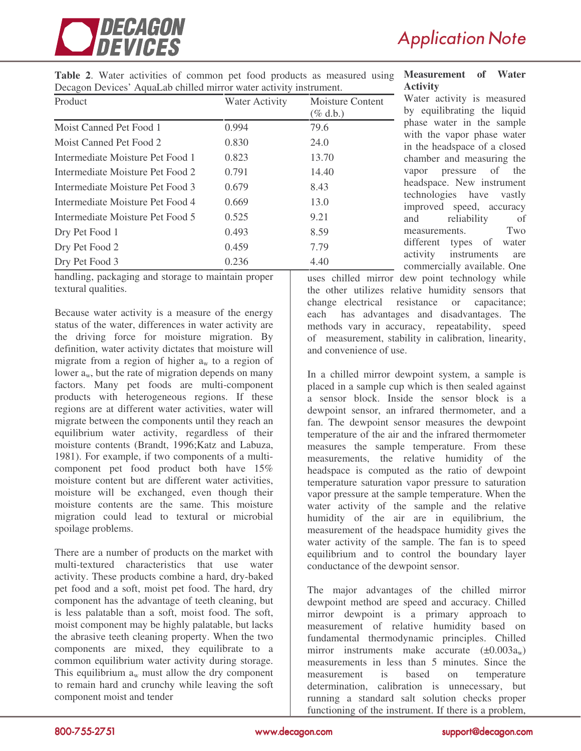**Table 2**. Water activities of common pet food products as measured using Decagon Devices' AquaLab chilled mirror water activity instrument.

| Product | Water Activity | Moisture Content (% d.b.) |
|---|---|---|
| Moist Canned Pet Food 1 | 0.994 | 79.6 |
| Moist Canned Pet Food 2 | 0.830 | 24.0 |
| Intermediate Moisture Pet Food 1 | 0.823 | 13.70 |
| Intermediate Moisture Pet Food 2 | 0.791 | 14.40 |
| Intermediate Moisture Pet Food 3 | 0.679 | 8.43 |
| Intermediate Moisture Pet Food 4 | 0.669 | 13.0 |
| Intermediate Moisture Pet Food 5 | 0.525 | 9.21 |
| Dry Pet Food 1 | 0.493 | 8.59 |
| Dry Pet Food 2 | 0.459 | 7.79 |
| Dry Pet Food 3 | 0.236 | 4.40 |

handling, packaging and storage to maintain proper textural qualities.

Because water activity is a measure of the energy status of the water, differences in water activity are the driving force for moisture migration. By definition, water activity dictates that moisture will migrate from a region of higher $a_w$ to a region of lower $a_w$, but the rate of migration depends on many factors. Many pet foods are multi-component products with heterogeneous regions. If these regions are at different water activities, water will migrate between the components until they reach an equilibrium water activity, regardless of their moisture contents (Brandt, 1996;Katz and Labuza, 1981). For example, if two components of a multi-component pet food product both have 15% moisture content but are different water activities, moisture will be exchanged, even though their moisture contents are the same. This moisture migration could lead to textural or microbial spoilage problems.

There are a number of products on the market with multi-textured characteristics that use water activity. These products combine a hard, dry-baked pet food and a soft, moist pet food. The hard, dry component has the advantage of teeth cleaning, but is less palatable than a soft, moist food. The soft, moist component may be highly palatable, but lacks the abrasive teeth cleaning property. When the two components are mixed, they equilibrate to a common equilibrium water activity during storage. This equilibrium $a_w$ must allow the dry component to remain hard and crunchy while leaving the soft component moist and tender

**Measurement of Water Activity**

Water activity is measured by equilibrating the liquid phase water in the sample with the vapor phase water in the headspace of a closed chamber and measuring the vapor pressure of the headspace. New instrument technologies have vastly improved speed, accuracy and reliability of measurements. Two different types of water activity instruments are commercially available. One uses chilled mirror dew point technology while the other utilizes relative humidity sensors that change electrical resistance or capacitance; each has advantages and disadvantages. The methods vary in accuracy, repeatability, speed of measurement, stability in calibration, linearity, and convenience of use.

In a chilled mirror dewpoint system, a sample is placed in a sample cup which is then sealed against a sensor block. Inside the sensor block is a dewpoint sensor, an infrared thermometer, and a fan. The dewpoint sensor measures the dewpoint temperature of the air and the infrared thermometer measures the sample temperature. From these measurements, the relative humidity of the headspace is computed as the ratio of dewpoint temperature saturation vapor pressure to saturation vapor pressure at the sample temperature. When the water activity of the sample and the relative humidity of the air are in equilibrium, the measurement of the headspace humidity gives the water activity of the sample. The fan is to speed equilibrium and to control the boundary layer conductance of the dewpoint sensor.

The major advantages of the chilled mirror dewpoint method are speed and accuracy. Chilled mirror dewpoint is a primary approach to measurement of relative humidity based on fundamental thermodynamic principles. Chilled mirror instruments make accurate ($\pm 0.003 a_w$) measurements in less than 5 minutes. Since the measurement is based on temperature determination, calibration is unnecessary, but running a standard salt solution checks proper functioning of the instrument. If there is a problem,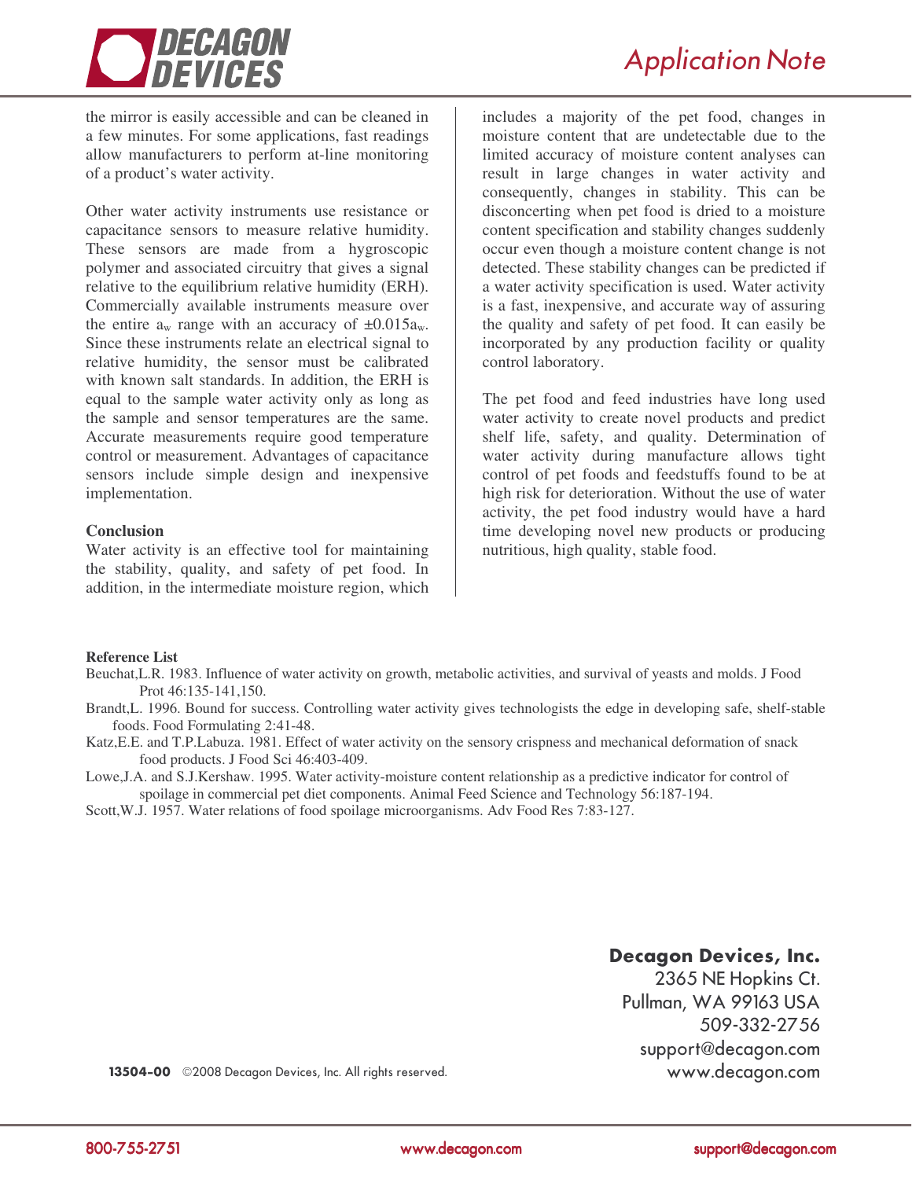the mirror is easily accessible and can be cleaned in a few minutes. For some applications, fast readings allow manufacturers to perform at-line monitoring of a product's water activity.

Other water activity instruments use resistance or capacitance sensors to measure relative humidity. These sensors are made from a hygroscopic polymer and associated circuitry that gives a signal relative to the equilibrium relative humidity (ERH). Commercially available instruments measure over the entire $a_w$ range with an accuracy of $\pm 0.015 a_w$. Since these instruments relate an electrical signal to relative humidity, the sensor must be calibrated with known salt standards. In addition, the ERH is equal to the sample water activity only as long as the sample and sensor temperatures are the same. Accurate measurements require good temperature control or measurement. Advantages of capacitance sensors include simple design and inexpensive implementation.

## Conclusion

Water activity is an effective tool for maintaining the stability, quality, and safety of pet food. In addition, in the intermediate moisture region, which includes a majority of the pet food, changes in moisture content that are undetectable due to the limited accuracy of moisture content analyses can result in large changes in water activity and consequently, changes in stability. This can be disconcerting when pet food is dried to a moisture content specification and stability changes suddenly occur even though a moisture content change is not detected. These stability changes can be predicted if a water activity specification is used. Water activity is a fast, inexpensive, and accurate way of assuring the quality and safety of pet food. It can easily be incorporated by any production facility or quality control laboratory.

The pet food and feed industries have long used water activity to create novel products and predict shelf life, safety, and quality. Determination of water activity during manufacture allows tight control of pet foods and feedstuffs found to be at high risk for deterioration. Without the use of water activity, the pet food industry would have a hard time developing novel new products or producing nutritious, high quality, stable food.

## Reference List

Beuchat,L.R. 1983. Influence of water activity on growth, metabolic activities, and survival of yeasts and molds. J Food Prot 46:135-141,150.

Brandt,L. 1996. Bound for success. Controlling water activity gives technologists the edge in developing safe, shelf-stable foods. Food Formulating 2:41-48.

Katz,E.E. and T.P.Labuza. 1981. Effect of water activity on the sensory crispness and mechanical deformation of snack food products. J Food Sci 46:403-409.

Lowe,J.A. and S.J.Kershaw. 1995. Water activity-moisture content relationship as a predictive indicator for control of spoilage in commercial pet diet components. Animal Feed Science and Technology 56:187-194.

Scott,W.J. 1957. Water relations of food spoilage microorganisms. Adv Food Res 7:83-127.

**Decagon Devices, Inc.**
2365 NE Hopkins Ct.
Pullman, WA 99163 USA
509-332-2756
support@decagon.com
www.decagon.com

**13504-00** ©2008 Decagon Devices, Inc. All rights reserved.